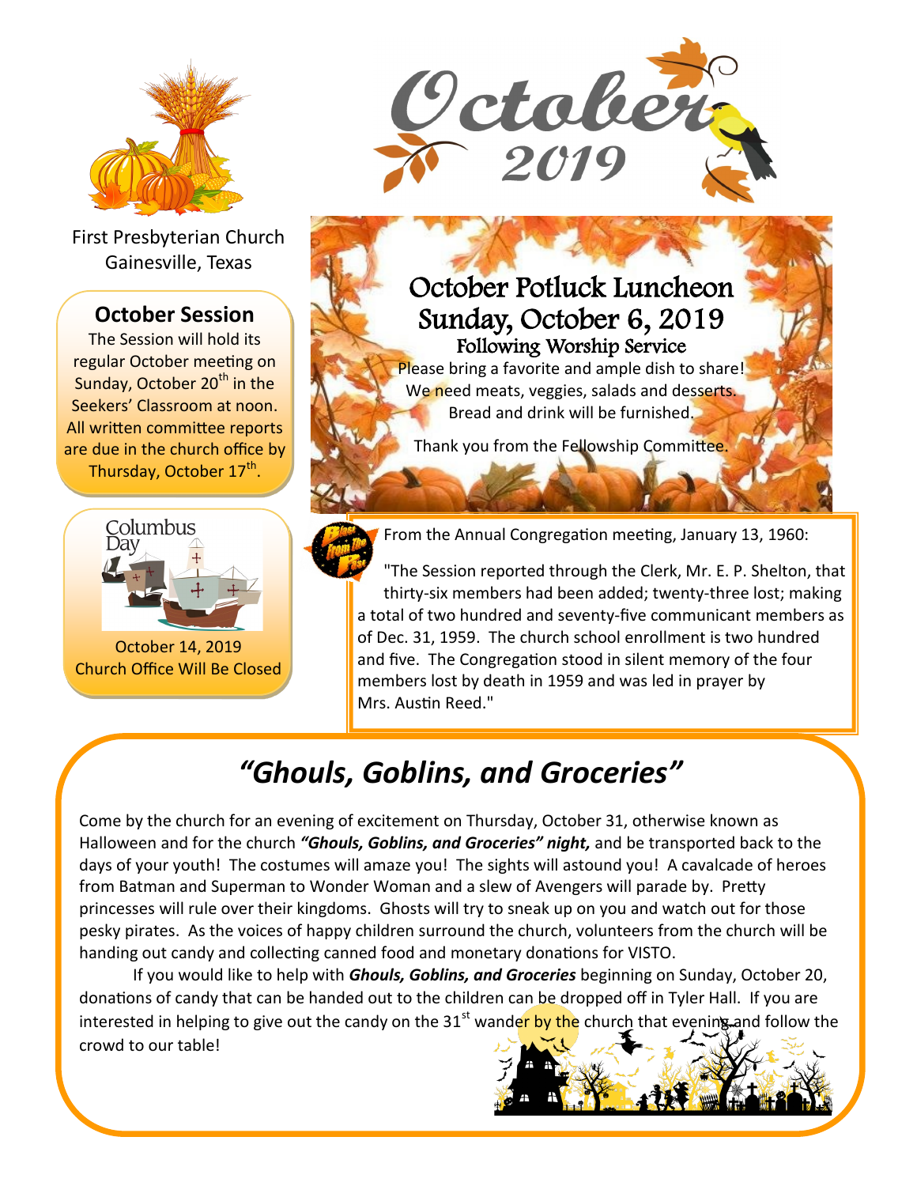# October 2019

First Presbyterian Church
Gainesville, Texas

## October Session

The Session will hold its regular October meeting on Sunday, October 20th in the Seekers' Classroom at noon. All written committee reports are due in the church office by Thursday, October 17th.

## Columbus Day

October 14, 2019
Church Office Will Be Closed

## October Potluck Luncheon
## Sunday, October 6, 2019
### Following Worship Service

Please bring a favorite and ample dish to share! We need meats, veggies, salads and desserts. Bread and drink will be furnished.

Thank you from the Fellowship Committee.

**Blast from the Past**

From the Annual Congregation meeting, January 13, 1960:

"The Session reported through the Clerk, Mr. E. P. Shelton, that thirty-six members had been added; twenty-three lost; making a total of two hundred and seventy-five communicant members as of Dec. 31, 1959. The church school enrollment is two hundred and five. The Congregation stood in silent memory of the four members lost by death in 1959 and was led in prayer by Mrs. Austin Reed."

## *"Ghouls, Goblins, and Groceries"*

Come by the church for an evening of excitement on Thursday, October 31, otherwise known as Halloween and for the church ***"Ghouls, Goblins, and Groceries" night,*** and be transported back to the days of your youth! The costumes will amaze you! The sights will astound you! A cavalcade of heroes from Batman and Superman to Wonder Woman and a slew of Avengers will parade by. Pretty princesses will rule over their kingdoms. Ghosts will try to sneak up on you and watch out for those pesky pirates. As the voices of happy children surround the church, volunteers from the church will be handing out candy and collecting canned food and monetary donations for VISTO.

If you would like to help with ***Ghouls, Goblins, and Groceries*** beginning on Sunday, October 20, donations of candy that can be handed out to the children can be dropped off in Tyler Hall. If you are interested in helping to give out the candy on the 31st wander by the church that evening and follow the crowd to our table!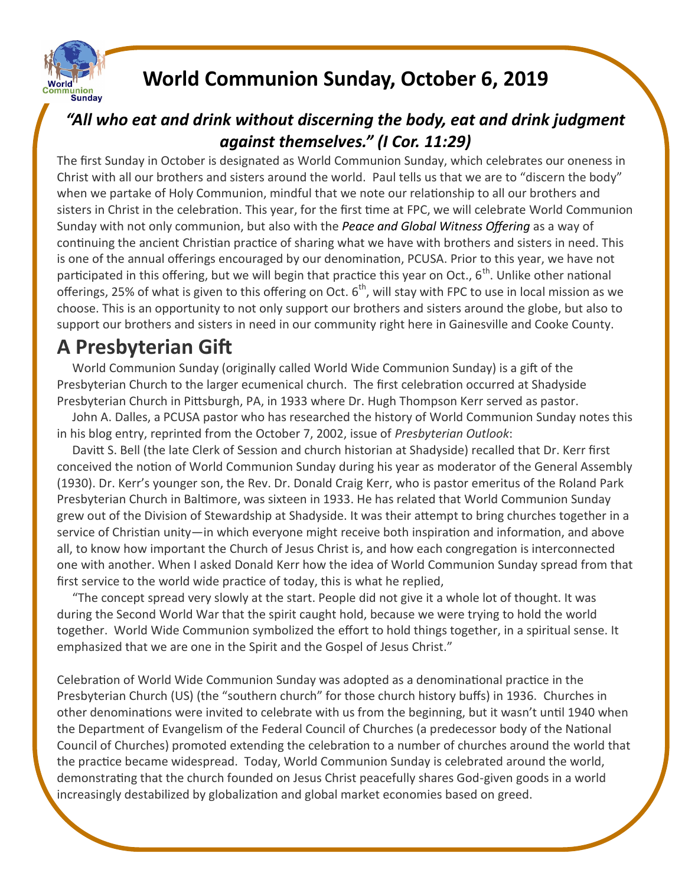# World Communion Sunday, October 6, 2019

### *"All who eat and drink without discerning the body, eat and drink judgment against themselves." (I Cor. 11:29)*

The first Sunday in October is designated as World Communion Sunday, which celebrates our oneness in Christ with all our brothers and sisters around the world. Paul tells us that we are to "discern the body" when we partake of Holy Communion, mindful that we note our relationship to all our brothers and sisters in Christ in the celebration. This year, for the first time at FPC, we will celebrate World Communion Sunday with not only communion, but also with the *Peace and Global Witness Offering* as a way of continuing the ancient Christian practice of sharing what we have with brothers and sisters in need. This is one of the annual offerings encouraged by our denomination, PCUSA. Prior to this year, we have not participated in this offering, but we will begin that practice this year on Oct., 6th. Unlike other national offerings, 25% of what is given to this offering on Oct. 6th, will stay with FPC to use in local mission as we choose. This is an opportunity to not only support our brothers and sisters around the globe, but also to support our brothers and sisters in need in our community right here in Gainesville and Cooke County.

## A Presbyterian Gift

World Communion Sunday (originally called World Wide Communion Sunday) is a gift of the Presbyterian Church to the larger ecumenical church. The first celebration occurred at Shadyside Presbyterian Church in Pittsburgh, PA, in 1933 where Dr. Hugh Thompson Kerr served as pastor.

John A. Dalles, a PCUSA pastor who has researched the history of World Communion Sunday notes this in his blog entry, reprinted from the October 7, 2002, issue of *Presbyterian Outlook*:

Davitt S. Bell (the late Clerk of Session and church historian at Shadyside) recalled that Dr. Kerr first conceived the notion of World Communion Sunday during his year as moderator of the General Assembly (1930). Dr. Kerr's younger son, the Rev. Dr. Donald Craig Kerr, who is pastor emeritus of the Roland Park Presbyterian Church in Baltimore, was sixteen in 1933. He has related that World Communion Sunday grew out of the Division of Stewardship at Shadyside. It was their attempt to bring churches together in a service of Christian unity—in which everyone might receive both inspiration and information, and above all, to know how important the Church of Jesus Christ is, and how each congregation is interconnected one with another. When I asked Donald Kerr how the idea of World Communion Sunday spread from that first service to the world wide practice of today, this is what he replied,

"The concept spread very slowly at the start. People did not give it a whole lot of thought. It was during the Second World War that the spirit caught hold, because we were trying to hold the world together. World Wide Communion symbolized the effort to hold things together, in a spiritual sense. It emphasized that we are one in the Spirit and the Gospel of Jesus Christ."

Celebration of World Wide Communion Sunday was adopted as a denominational practice in the Presbyterian Church (US) (the "southern church" for those church history buffs) in 1936. Churches in other denominations were invited to celebrate with us from the beginning, but it wasn't until 1940 when the Department of Evangelism of the Federal Council of Churches (a predecessor body of the National Council of Churches) promoted extending the celebration to a number of churches around the world that the practice became widespread. Today, World Communion Sunday is celebrated around the world, demonstrating that the church founded on Jesus Christ peacefully shares God-given goods in a world increasingly destabilized by globalization and global market economies based on greed.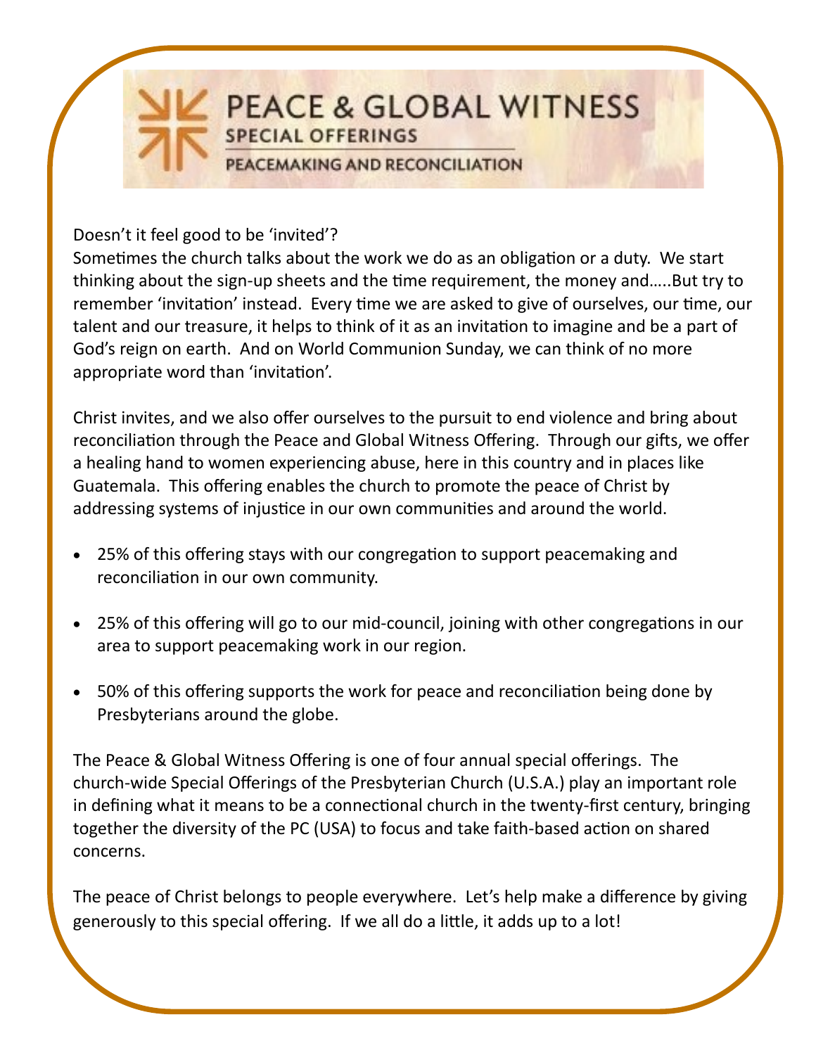# PEACE & GLOBAL WITNESS

## SPECIAL OFFERINGS

### PEACEMAKING AND RECONCILIATION

Doesn't it feel good to be 'invited'?
Sometimes the church talks about the work we do as an obligation or a duty. We start thinking about the sign-up sheets and the time requirement, the money and…..But try to remember 'invitation' instead. Every time we are asked to give of ourselves, our time, our talent and our treasure, it helps to think of it as an invitation to imagine and be a part of God's reign on earth. And on World Communion Sunday, we can think of no more appropriate word than 'invitation'.

Christ invites, and we also offer ourselves to the pursuit to end violence and bring about reconciliation through the Peace and Global Witness Offering. Through our gifts, we offer a healing hand to women experiencing abuse, here in this country and in places like Guatemala. This offering enables the church to promote the peace of Christ by addressing systems of injustice in our own communities and around the world.

- 25% of this offering stays with our congregation to support peacemaking and reconciliation in our own community.
- 25% of this offering will go to our mid-council, joining with other congregations in our area to support peacemaking work in our region.
- 50% of this offering supports the work for peace and reconciliation being done by Presbyterians around the globe.

The Peace & Global Witness Offering is one of four annual special offerings. The church-wide Special Offerings of the Presbyterian Church (U.S.A.) play an important role in defining what it means to be a connectional church in the twenty-first century, bringing together the diversity of the PC (USA) to focus and take faith-based action on shared concerns.

The peace of Christ belongs to people everywhere. Let's help make a difference by giving generously to this special offering. If we all do a little, it adds up to a lot!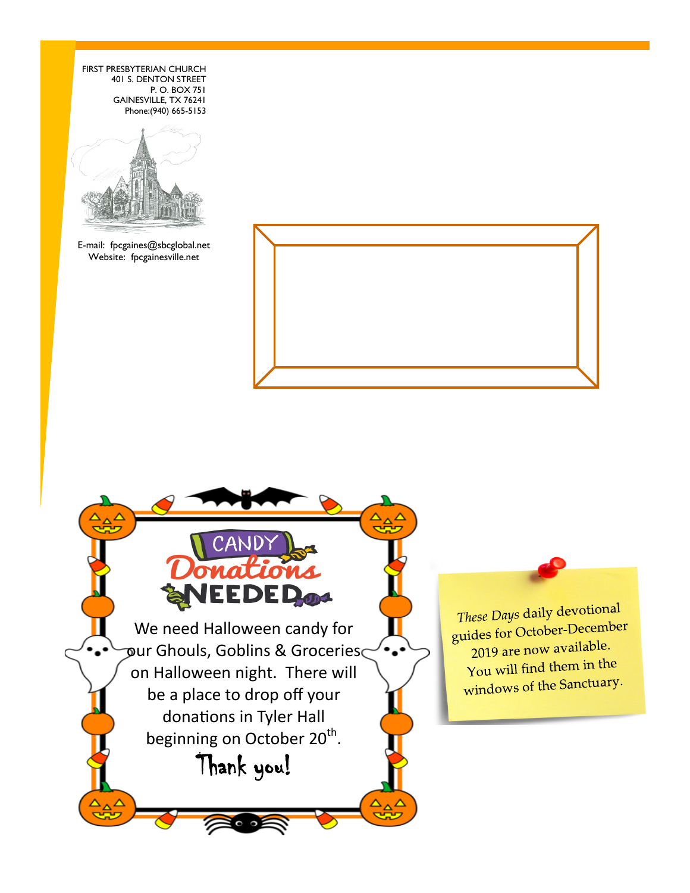FIRST PRESBYTERIAN CHURCH
401 S. DENTON STREET
P. O. BOX 751
GAINESVILLE, TX 76241
Phone:(940) 665-5153

E-mail: fpcgaines@sbcglobal.net
Website: fpcgainesville.net

## CANDY Donations NEEDED

We need Halloween candy for our Ghouls, Goblins & Groceries on Halloween night. There will be a place to drop off your donations in Tyler Hall beginning on October 20th.

Thank you!

*These Days* daily devotional guides for October-December 2019 are now available. You will find them in the windows of the Sanctuary.